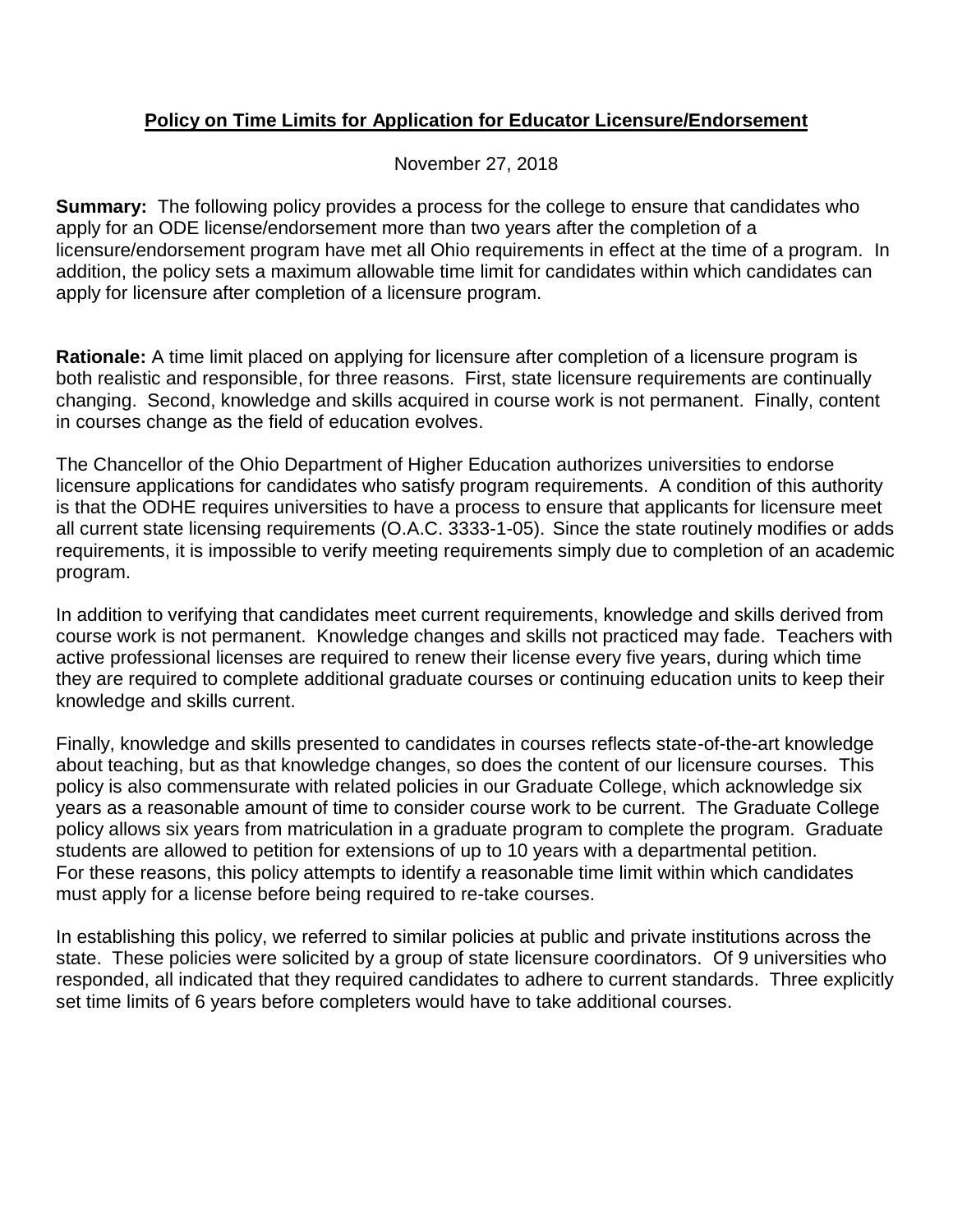# Policy on Time Limits for Application for Educator Licensure/Endorsement

November 27, 2018

**Summary:** The following policy provides a process for the college to ensure that candidates who apply for an ODE license/endorsement more than two years after the completion of a licensure/endorsement program have met all Ohio requirements in effect at the time of a program. In addition, the policy sets a maximum allowable time limit for candidates within which candidates can apply for licensure after completion of a licensure program.

**Rationale:** A time limit placed on applying for licensure after completion of a licensure program is both realistic and responsible, for three reasons. First, state licensure requirements are continually changing. Second, knowledge and skills acquired in course work is not permanent. Finally, content in courses change as the field of education evolves.

The Chancellor of the Ohio Department of Higher Education authorizes universities to endorse licensure applications for candidates who satisfy program requirements. A condition of this authority is that the ODHE requires universities to have a process to ensure that applicants for licensure meet all current state licensing requirements (O.A.C. 3333-1-05). Since the state routinely modifies or adds requirements, it is impossible to verify meeting requirements simply due to completion of an academic program.

In addition to verifying that candidates meet current requirements, knowledge and skills derived from course work is not permanent. Knowledge changes and skills not practiced may fade. Teachers with active professional licenses are required to renew their license every five years, during which time they are required to complete additional graduate courses or continuing education units to keep their knowledge and skills current.

Finally, knowledge and skills presented to candidates in courses reflects state-of-the-art knowledge about teaching, but as that knowledge changes, so does the content of our licensure courses. This policy is also commensurate with related policies in our Graduate College, which acknowledge six years as a reasonable amount of time to consider course work to be current. The Graduate College policy allows six years from matriculation in a graduate program to complete the program. Graduate students are allowed to petition for extensions of up to 10 years with a departmental petition. For these reasons, this policy attempts to identify a reasonable time limit within which candidates must apply for a license before being required to re-take courses.

In establishing this policy, we referred to similar policies at public and private institutions across the state. These policies were solicited by a group of state licensure coordinators. Of 9 universities who responded, all indicated that they required candidates to adhere to current standards. Three explicitly set time limits of 6 years before completers would have to take additional courses.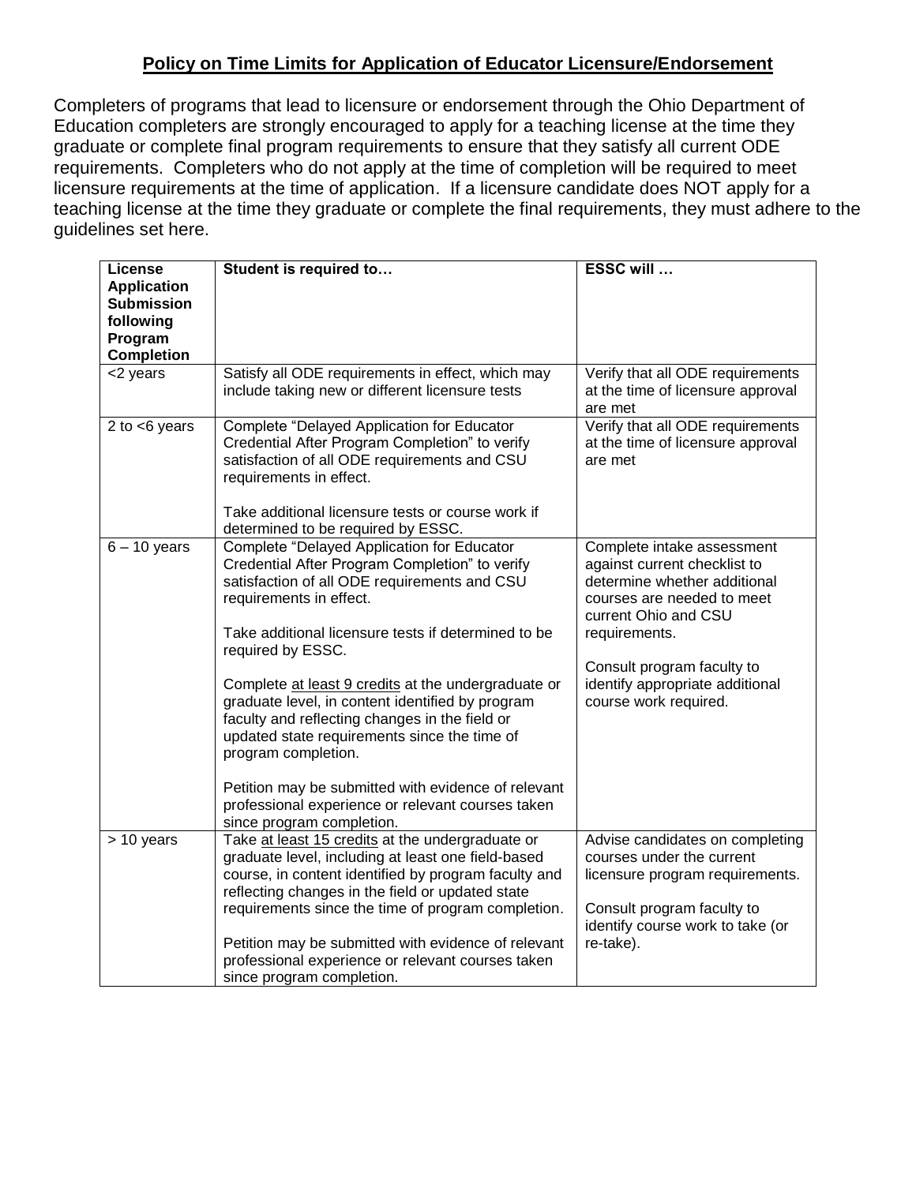## Policy on Time Limits for Application of Educator Licensure/Endorsement

Completers of programs that lead to licensure or endorsement through the Ohio Department of Education completers are strongly encouraged to apply for a teaching license at the time they graduate or complete final program requirements to ensure that they satisfy all current ODE requirements. Completers who do not apply at the time of completion will be required to meet licensure requirements at the time of application. If a licensure candidate does NOT apply for a teaching license at the time they graduate or complete the final requirements, they must adhere to the guidelines set here.

| License Application Submission following Program Completion | Student is required to… | ESSC will … |
|---|---|---|
| <2 years | Satisfy all ODE requirements in effect, which may include taking new or different licensure tests | Verify that all ODE requirements at the time of licensure approval are met |
| 2 to <6 years | Complete "Delayed Application for Educator Credential After Program Completion" to verify satisfaction of all ODE requirements and CSU requirements in effect.<br><br>Take additional licensure tests or course work if determined to be required by ESSC. | Verify that all ODE requirements at the time of licensure approval are met |
| 6 – 10 years | Complete "Delayed Application for Educator Credential After Program Completion" to verify satisfaction of all ODE requirements and CSU requirements in effect.<br><br>Take additional licensure tests if determined to be required by ESSC.<br><br>Complete <u>at least 9 credits</u> at the undergraduate or graduate level, in content identified by program faculty and reflecting changes in the field or updated state requirements since the time of program completion.<br><br>Petition may be submitted with evidence of relevant professional experience or relevant courses taken since program completion. | Complete intake assessment against current checklist to determine whether additional courses are needed to meet current Ohio and CSU requirements.<br><br>Consult program faculty to identify appropriate additional course work required. |
| > 10 years | Take <u>at least 15 credits</u> at the undergraduate or graduate level, including at least one field-based course, in content identified by program faculty and reflecting changes in the field or updated state requirements since the time of program completion.<br><br>Petition may be submitted with evidence of relevant professional experience or relevant courses taken since program completion. | Advise candidates on completing courses under the current licensure program requirements.<br><br>Consult program faculty to identify course work to take (or re-take). |